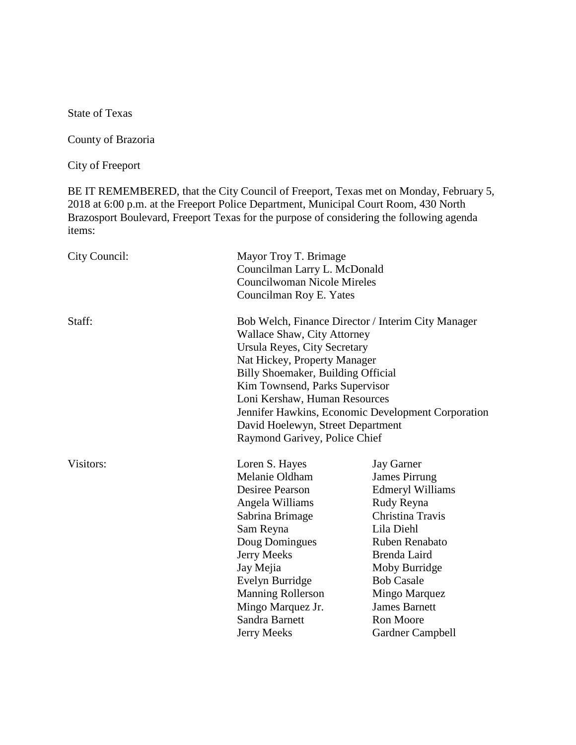State of Texas

County of Brazoria

City of Freeport

BE IT REMEMBERED, that the City Council of Freeport, Texas met on Monday, February 5, 2018 at 6:00 p.m. at the Freeport Police Department, Municipal Court Room, 430 North Brazosport Boulevard, Freeport Texas for the purpose of considering the following agenda items:

City Council:

Mayor Troy T. Brimage
Councilman Larry L. McDonald
Councilwoman Nicole Mireles
Councilman Roy E. Yates

Staff:

Bob Welch, Finance Director / Interim City Manager
Wallace Shaw, City Attorney
Ursula Reyes, City Secretary
Nat Hickey, Property Manager
Billy Shoemaker, Building Official
Kim Townsend, Parks Supervisor
Loni Kershaw, Human Resources
Jennifer Hawkins, Economic Development Corporation
David Hoelewyn, Street Department
Raymond Garivey, Police Chief

Visitors:

| | |
|---|---|
| Loren S. Hayes | Jay Garner |
| Melanie Oldham | James Pirrung |
| Desiree Pearson | Edmeryl Williams |
| Angela Williams | Rudy Reyna |
| Sabrina Brimage | Christina Travis |
| Sam Reyna | Lila Diehl |
| Doug Domingues | Ruben Renabato |
| Jerry Meeks | Brenda Laird |
| Jay Mejia | Moby Burridge |
| Evelyn Burridge | Bob Casale |
| Manning Rollerson | Mingo Marquez |
| Mingo Marquez Jr. | James Barnett |
| Sandra Barnett | Ron Moore |
| Jerry Meeks | Gardner Campbell |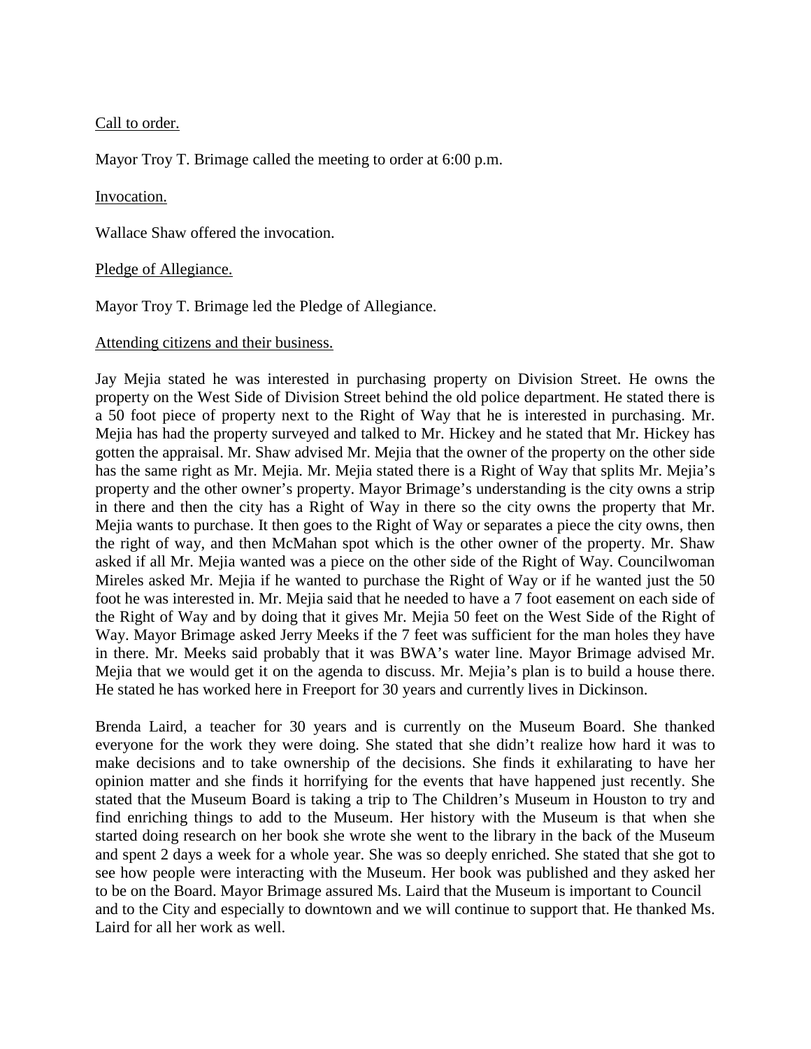Call to order.

Mayor Troy T. Brimage called the meeting to order at 6:00 p.m.

Invocation.

Wallace Shaw offered the invocation.

Pledge of Allegiance.

Mayor Troy T. Brimage led the Pledge of Allegiance.

Attending citizens and their business.

Jay Mejia stated he was interested in purchasing property on Division Street. He owns the property on the West Side of Division Street behind the old police department. He stated there is a 50 foot piece of property next to the Right of Way that he is interested in purchasing. Mr. Mejia has had the property surveyed and talked to Mr. Hickey and he stated that Mr. Hickey has gotten the appraisal. Mr. Shaw advised Mr. Mejia that the owner of the property on the other side has the same right as Mr. Mejia. Mr. Mejia stated there is a Right of Way that splits Mr. Mejia's property and the other owner's property. Mayor Brimage's understanding is the city owns a strip in there and then the city has a Right of Way in there so the city owns the property that Mr. Mejia wants to purchase. It then goes to the Right of Way or separates a piece the city owns, then the right of way, and then McMahan spot which is the other owner of the property. Mr. Shaw asked if all Mr. Mejia wanted was a piece on the other side of the Right of Way. Councilwoman Mireles asked Mr. Mejia if he wanted to purchase the Right of Way or if he wanted just the 50 foot he was interested in. Mr. Mejia said that he needed to have a 7 foot easement on each side of the Right of Way and by doing that it gives Mr. Mejia 50 feet on the West Side of the Right of Way. Mayor Brimage asked Jerry Meeks if the 7 feet was sufficient for the man holes they have in there. Mr. Meeks said probably that it was BWA's water line. Mayor Brimage advised Mr. Mejia that we would get it on the agenda to discuss. Mr. Mejia's plan is to build a house there. He stated he has worked here in Freeport for 30 years and currently lives in Dickinson.

Brenda Laird, a teacher for 30 years and is currently on the Museum Board. She thanked everyone for the work they were doing. She stated that she didn't realize how hard it was to make decisions and to take ownership of the decisions. She finds it exhilarating to have her opinion matter and she finds it horrifying for the events that have happened just recently. She stated that the Museum Board is taking a trip to The Children's Museum in Houston to try and find enriching things to add to the Museum. Her history with the Museum is that when she started doing research on her book she wrote she went to the library in the back of the Museum and spent 2 days a week for a whole year. She was so deeply enriched. She stated that she got to see how people were interacting with the Museum. Her book was published and they asked her to be on the Board. Mayor Brimage assured Ms. Laird that the Museum is important to Council and to the City and especially to downtown and we will continue to support that. He thanked Ms. Laird for all her work as well.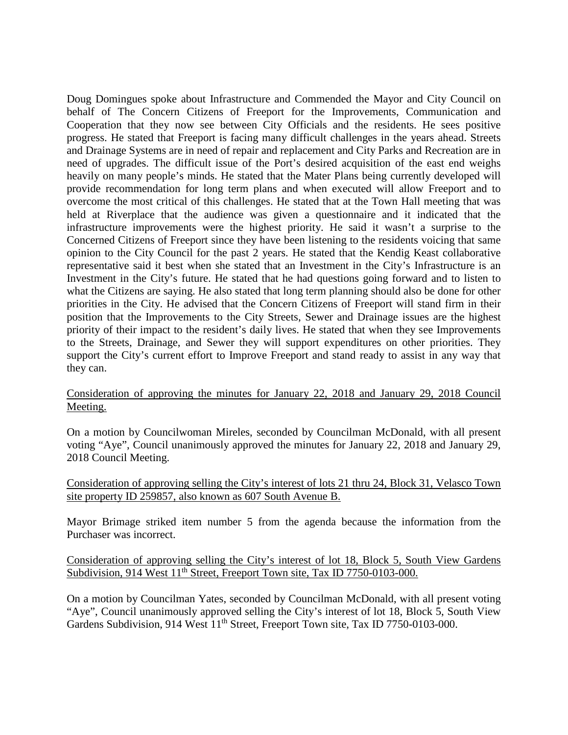Doug Domingues spoke about Infrastructure and Commended the Mayor and City Council on behalf of The Concern Citizens of Freeport for the Improvements, Communication and Cooperation that they now see between City Officials and the residents. He sees positive progress. He stated that Freeport is facing many difficult challenges in the years ahead. Streets and Drainage Systems are in need of repair and replacement and City Parks and Recreation are in need of upgrades. The difficult issue of the Port's desired acquisition of the east end weighs heavily on many people's minds. He stated that the Mater Plans being currently developed will provide recommendation for long term plans and when executed will allow Freeport and to overcome the most critical of this challenges. He stated that at the Town Hall meeting that was held at Riverplace that the audience was given a questionnaire and it indicated that the infrastructure improvements were the highest priority. He said it wasn't a surprise to the Concerned Citizens of Freeport since they have been listening to the residents voicing that same opinion to the City Council for the past 2 years. He stated that the Kendig Keast collaborative representative said it best when she stated that an Investment in the City's Infrastructure is an Investment in the City's future. He stated that he had questions going forward and to listen to what the Citizens are saying. He also stated that long term planning should also be done for other priorities in the City. He advised that the Concern Citizens of Freeport will stand firm in their position that the Improvements to the City Streets, Sewer and Drainage issues are the highest priority of their impact to the resident's daily lives. He stated that when they see Improvements to the Streets, Drainage, and Sewer they will support expenditures on other priorities. They support the City's current effort to Improve Freeport and stand ready to assist in any way that they can.

Consideration of approving the minutes for January 22, 2018 and January 29, 2018 Council Meeting.

On a motion by Councilwoman Mireles, seconded by Councilman McDonald, with all present voting "Aye", Council unanimously approved the minutes for January 22, 2018 and January 29, 2018 Council Meeting.

Consideration of approving selling the City's interest of lots 21 thru 24, Block 31, Velasco Town site property ID 259857, also known as 607 South Avenue B.

Mayor Brimage striked item number 5 from the agenda because the information from the Purchaser was incorrect.

Consideration of approving selling the City's interest of lot 18, Block 5, South View Gardens Subdivision, 914 West 11th Street, Freeport Town site, Tax ID 7750-0103-000.

On a motion by Councilman Yates, seconded by Councilman McDonald, with all present voting "Aye", Council unanimously approved selling the City's interest of lot 18, Block 5, South View Gardens Subdivision, 914 West 11th Street, Freeport Town site, Tax ID 7750-0103-000.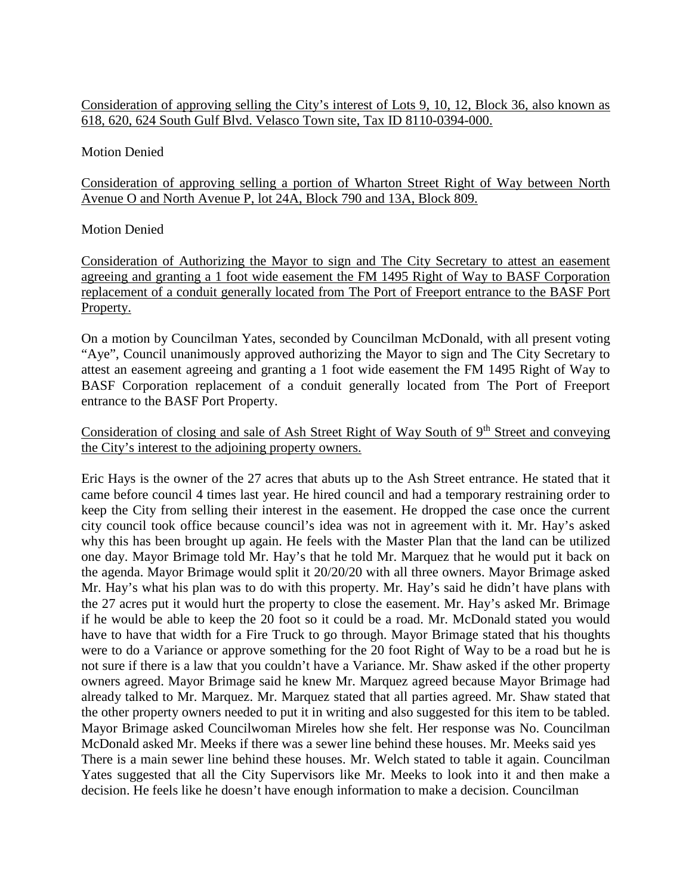<u>Consideration of approving selling the City's interest of Lots 9, 10, 12, Block 36, also known as 618, 620, 624 South Gulf Blvd. Velasco Town site, Tax ID 8110-0394-000.</u>

Motion Denied

<u>Consideration of approving selling a portion of Wharton Street Right of Way between North Avenue O and North Avenue P, lot 24A, Block 790 and 13A, Block 809.</u>

Motion Denied

<u>Consideration of Authorizing the Mayor to sign and The City Secretary to attest an easement agreeing and granting a 1 foot wide easement the FM 1495 Right of Way to BASF Corporation replacement of a conduit generally located from The Port of Freeport entrance to the BASF Port Property.</u>

On a motion by Councilman Yates, seconded by Councilman McDonald, with all present voting "Aye", Council unanimously approved authorizing the Mayor to sign and The City Secretary to attest an easement agreeing and granting a 1 foot wide easement the FM 1495 Right of Way to BASF Corporation replacement of a conduit generally located from The Port of Freeport entrance to the BASF Port Property.

<u>Consideration of closing and sale of Ash Street Right of Way South of 9th Street and conveying the City's interest to the adjoining property owners.</u>

Eric Hays is the owner of the 27 acres that abuts up to the Ash Street entrance. He stated that it came before council 4 times last year. He hired council and had a temporary restraining order to keep the City from selling their interest in the easement. He dropped the case once the current city council took office because council's idea was not in agreement with it. Mr. Hay's asked why this has been brought up again. He feels with the Master Plan that the land can be utilized one day. Mayor Brimage told Mr. Hay's that he told Mr. Marquez that he would put it back on the agenda. Mayor Brimage would split it 20/20/20 with all three owners. Mayor Brimage asked Mr. Hay's what his plan was to do with this property. Mr. Hay's said he didn't have plans with the 27 acres put it would hurt the property to close the easement. Mr. Hay's asked Mr. Brimage if he would be able to keep the 20 foot so it could be a road. Mr. McDonald stated you would have to have that width for a Fire Truck to go through. Mayor Brimage stated that his thoughts were to do a Variance or approve something for the 20 foot Right of Way to be a road but he is not sure if there is a law that you couldn't have a Variance. Mr. Shaw asked if the other property owners agreed. Mayor Brimage said he knew Mr. Marquez agreed because Mayor Brimage had already talked to Mr. Marquez. Mr. Marquez stated that all parties agreed. Mr. Shaw stated that the other property owners needed to put it in writing and also suggested for this item to be tabled. Mayor Brimage asked Councilwoman Mireles how she felt. Her response was No. Councilman McDonald asked Mr. Meeks if there was a sewer line behind these houses. Mr. Meeks said yes There is a main sewer line behind these houses. Mr. Welch stated to table it again. Councilman Yates suggested that all the City Supervisors like Mr. Meeks to look into it and then make a decision. He feels like he doesn't have enough information to make a decision. Councilman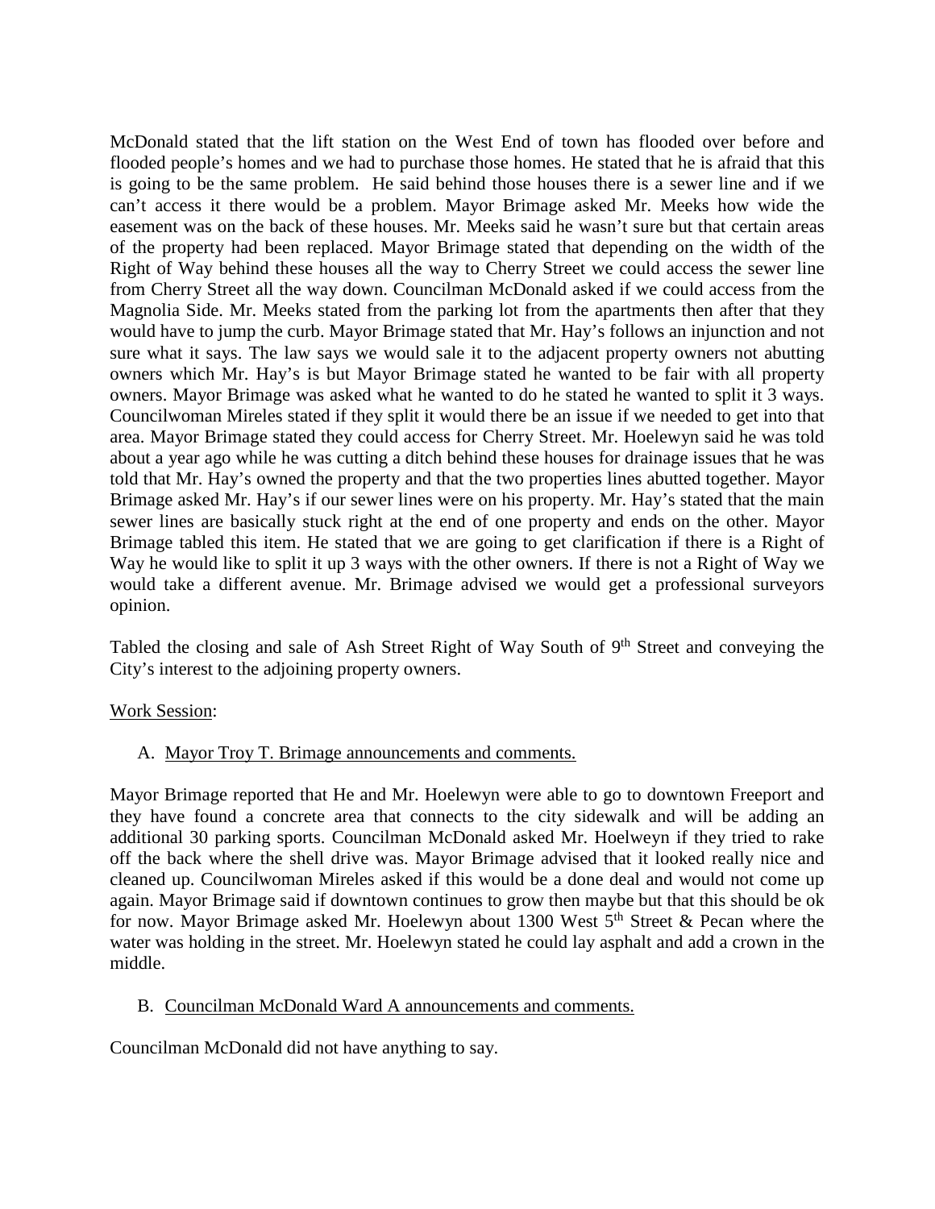McDonald stated that the lift station on the West End of town has flooded over before and flooded people's homes and we had to purchase those homes. He stated that he is afraid that this is going to be the same problem. He said behind those houses there is a sewer line and if we can't access it there would be a problem. Mayor Brimage asked Mr. Meeks how wide the easement was on the back of these houses. Mr. Meeks said he wasn't sure but that certain areas of the property had been replaced. Mayor Brimage stated that depending on the width of the Right of Way behind these houses all the way to Cherry Street we could access the sewer line from Cherry Street all the way down. Councilman McDonald asked if we could access from the Magnolia Side. Mr. Meeks stated from the parking lot from the apartments then after that they would have to jump the curb. Mayor Brimage stated that Mr. Hay's follows an injunction and not sure what it says. The law says we would sale it to the adjacent property owners not abutting owners which Mr. Hay's is but Mayor Brimage stated he wanted to be fair with all property owners. Mayor Brimage was asked what he wanted to do he stated he wanted to split it 3 ways. Councilwoman Mireles stated if they split it would there be an issue if we needed to get into that area. Mayor Brimage stated they could access for Cherry Street. Mr. Hoelewyn said he was told about a year ago while he was cutting a ditch behind these houses for drainage issues that he was told that Mr. Hay's owned the property and that the two properties lines abutted together. Mayor Brimage asked Mr. Hay's if our sewer lines were on his property. Mr. Hay's stated that the main sewer lines are basically stuck right at the end of one property and ends on the other. Mayor Brimage tabled this item. He stated that we are going to get clarification if there is a Right of Way he would like to split it up 3 ways with the other owners. If there is not a Right of Way we would take a different avenue. Mr. Brimage advised we would get a professional surveyors opinion.

Tabled the closing and sale of Ash Street Right of Way South of 9th Street and conveying the City's interest to the adjoining property owners.

Work Session:

A. Mayor Troy T. Brimage announcements and comments.

Mayor Brimage reported that He and Mr. Hoelewyn were able to go to downtown Freeport and they have found a concrete area that connects to the city sidewalk and will be adding an additional 30 parking sports. Councilman McDonald asked Mr. Hoelweyn if they tried to rake off the back where the shell drive was. Mayor Brimage advised that it looked really nice and cleaned up. Councilwoman Mireles asked if this would be a done deal and would not come up again. Mayor Brimage said if downtown continues to grow then maybe but that this should be ok for now. Mayor Brimage asked Mr. Hoelewyn about 1300 West 5th Street & Pecan where the water was holding in the street. Mr. Hoelewyn stated he could lay asphalt and add a crown in the middle.

B. Councilman McDonald Ward A announcements and comments.

Councilman McDonald did not have anything to say.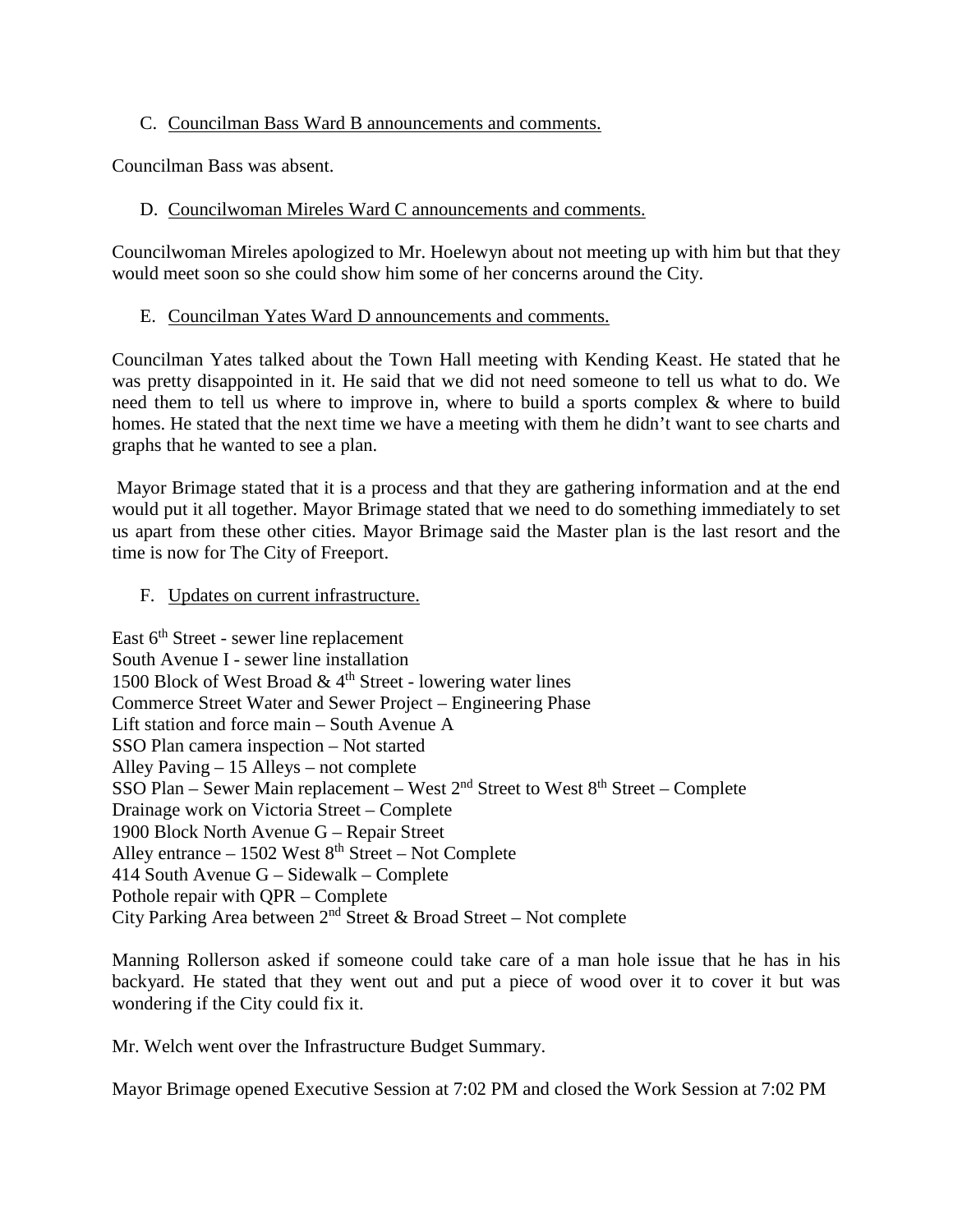C. Councilman Bass Ward B announcements and comments.

Councilman Bass was absent.

D. Councilwoman Mireles Ward C announcements and comments.

Councilwoman Mireles apologized to Mr. Hoelewyn about not meeting up with him but that they would meet soon so she could show him some of her concerns around the City.

E. Councilman Yates Ward D announcements and comments.

Councilman Yates talked about the Town Hall meeting with Kending Keast. He stated that he was pretty disappointed in it. He said that we did not need someone to tell us what to do. We need them to tell us where to improve in, where to build a sports complex & where to build homes. He stated that the next time we have a meeting with them he didn't want to see charts and graphs that he wanted to see a plan.

Mayor Brimage stated that it is a process and that they are gathering information and at the end would put it all together. Mayor Brimage stated that we need to do something immediately to set us apart from these other cities. Mayor Brimage said the Master plan is the last resort and the time is now for The City of Freeport.

F. Updates on current infrastructure.

East 6th Street - sewer line replacement
South Avenue I - sewer line installation
1500 Block of West Broad & 4th Street - lowering water lines
Commerce Street Water and Sewer Project – Engineering Phase
Lift station and force main – South Avenue A
SSO Plan camera inspection – Not started
Alley Paving – 15 Alleys – not complete
SSO Plan – Sewer Main replacement – West 2nd Street to West 8th Street – Complete
Drainage work on Victoria Street – Complete
1900 Block North Avenue G – Repair Street
Alley entrance – 1502 West 8th Street – Not Complete
414 South Avenue G – Sidewalk – Complete
Pothole repair with QPR – Complete
City Parking Area between 2nd Street & Broad Street – Not complete

Manning Rollerson asked if someone could take care of a man hole issue that he has in his backyard. He stated that they went out and put a piece of wood over it to cover it but was wondering if the City could fix it.

Mr. Welch went over the Infrastructure Budget Summary.

Mayor Brimage opened Executive Session at 7:02 PM and closed the Work Session at 7:02 PM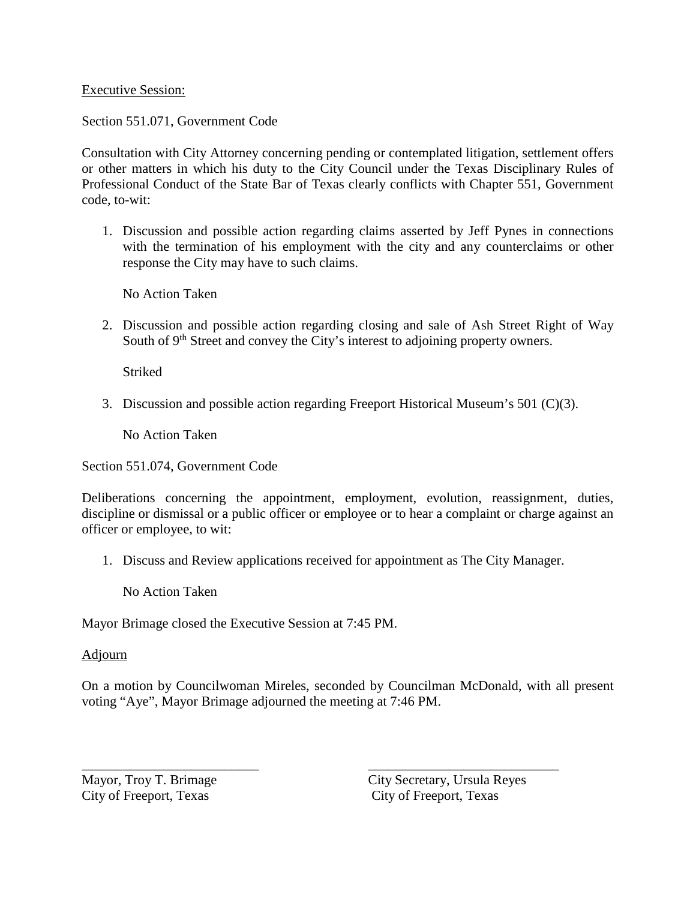<u>Executive Session:</u>

Section 551.071, Government Code

Consultation with City Attorney concerning pending or contemplated litigation, settlement offers or other matters in which his duty to the City Council under the Texas Disciplinary Rules of Professional Conduct of the State Bar of Texas clearly conflicts with Chapter 551, Government code, to-wit:

1. Discussion and possible action regarding claims asserted by Jeff Pynes in connections with the termination of his employment with the city and any counterclaims or other response the City may have to such claims.

   No Action Taken

2. Discussion and possible action regarding closing and sale of Ash Street Right of Way South of 9th Street and convey the City's interest to adjoining property owners.

   Striked

3. Discussion and possible action regarding Freeport Historical Museum's 501 (C)(3).

   No Action Taken

Section 551.074, Government Code

Deliberations concerning the appointment, employment, evolution, reassignment, duties, discipline or dismissal or a public officer or employee or to hear a complaint or charge against an officer or employee, to wit:

1. Discuss and Review applications received for appointment as The City Manager.

   No Action Taken

Mayor Brimage closed the Executive Session at 7:45 PM.

<u>Adjourn</u>

On a motion by Councilwoman Mireles, seconded by Councilman McDonald, with all present voting "Aye", Mayor Brimage adjourned the meeting at 7:46 PM.

\_\_\_\_\_\_\_\_\_\_\_\_\_\_\_\_\_\_\_\_\_\_\_\_\_\_\_
Mayor, Troy T. Brimage
City of Freeport, Texas

\_\_\_\_\_\_\_\_\_\_\_\_\_\_\_\_\_\_\_\_\_\_\_\_\_\_\_\_\_
City Secretary, Ursula Reyes
City of Freeport, Texas